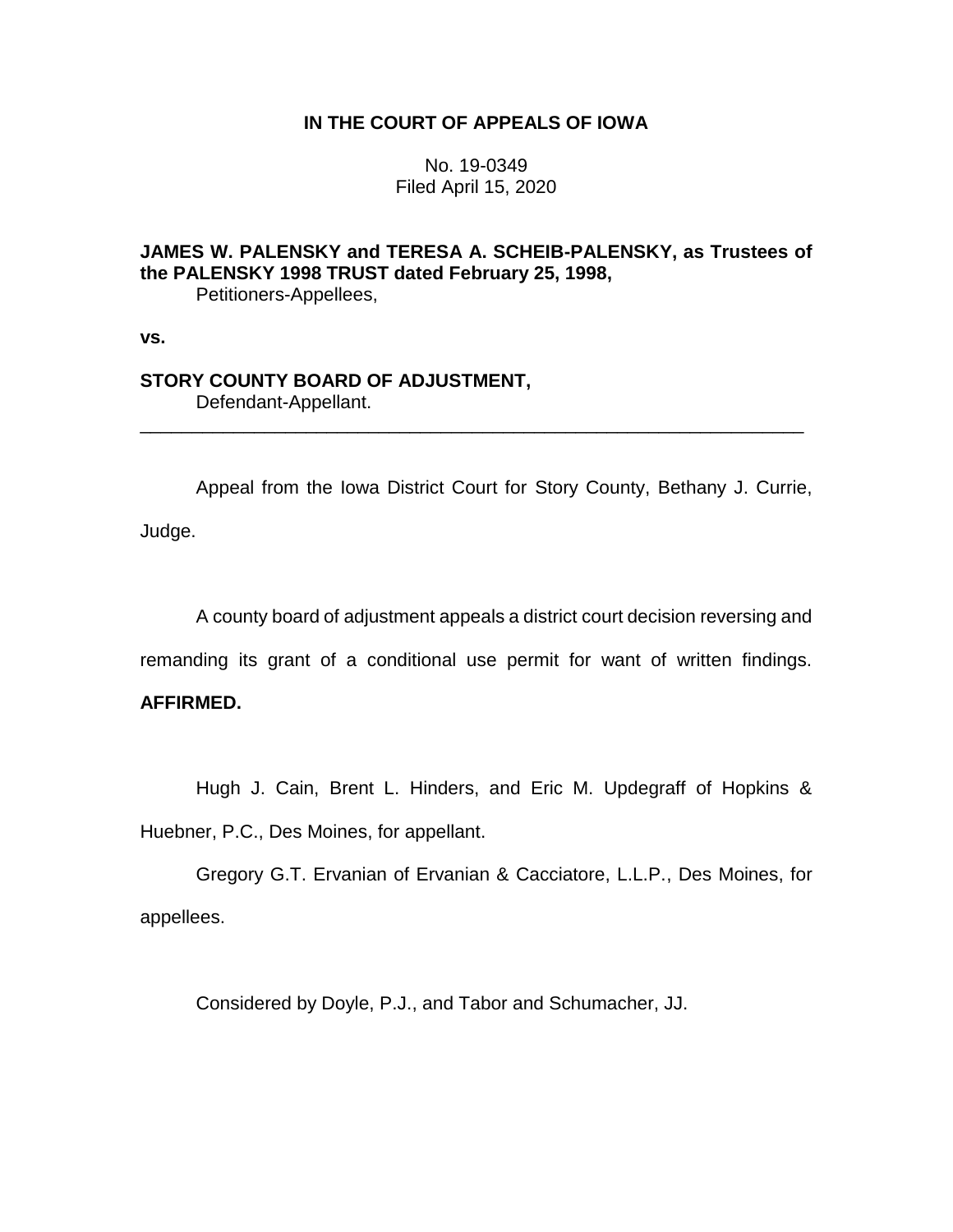**IN THE COURT OF APPEALS OF IOWA**

No. 19-0349
Filed April 15, 2020

**JAMES W. PALENSKY and TERESA A. SCHEIB-PALENSKY, as Trustees of the PALENSKY 1998 TRUST dated February 25, 1998,**
Petitioners-Appellees,

**vs.**

**STORY COUNTY BOARD OF ADJUSTMENT,**
Defendant-Appellant.

---

Appeal from the Iowa District Court for Story County, Bethany J. Currie, Judge.

A county board of adjustment appeals a district court decision reversing and remanding its grant of a conditional use permit for want of written findings. **AFFIRMED.**

Hugh J. Cain, Brent L. Hinders, and Eric M. Updegraff of Hopkins & Huebner, P.C., Des Moines, for appellant.

Gregory G.T. Ervanian of Ervanian & Cacciatore, L.L.P., Des Moines, for appellees.

Considered by Doyle, P.J., and Tabor and Schumacher, JJ.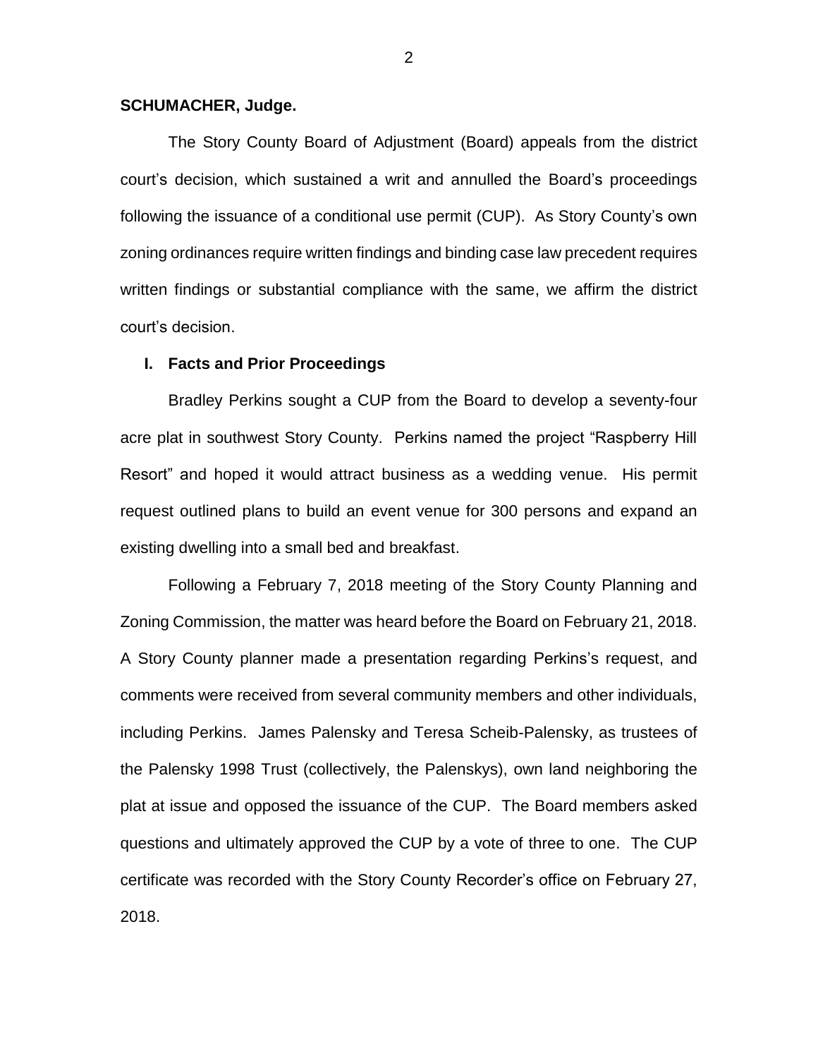**SCHUMACHER, Judge.**

The Story County Board of Adjustment (Board) appeals from the district court's decision, which sustained a writ and annulled the Board's proceedings following the issuance of a conditional use permit (CUP). As Story County's own zoning ordinances require written findings and binding case law precedent requires written findings or substantial compliance with the same, we affirm the district court's decision.

## I. Facts and Prior Proceedings

Bradley Perkins sought a CUP from the Board to develop a seventy-four acre plat in southwest Story County. Perkins named the project "Raspberry Hill Resort" and hoped it would attract business as a wedding venue. His permit request outlined plans to build an event venue for 300 persons and expand an existing dwelling into a small bed and breakfast.

Following a February 7, 2018 meeting of the Story County Planning and Zoning Commission, the matter was heard before the Board on February 21, 2018. A Story County planner made a presentation regarding Perkins's request, and comments were received from several community members and other individuals, including Perkins. James Palensky and Teresa Scheib-Palensky, as trustees of the Palensky 1998 Trust (collectively, the Palenskys), own land neighboring the plat at issue and opposed the issuance of the CUP. The Board members asked questions and ultimately approved the CUP by a vote of three to one. The CUP certificate was recorded with the Story County Recorder's office on February 27, 2018.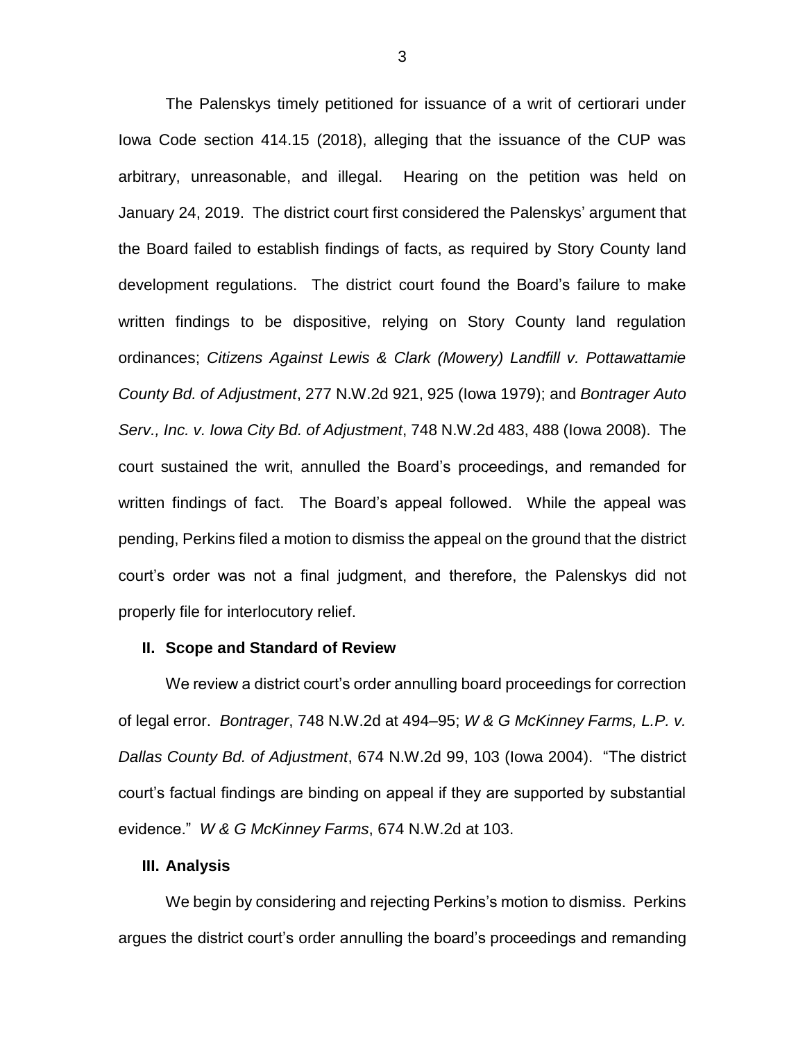The Palenskys timely petitioned for issuance of a writ of certiorari under Iowa Code section 414.15 (2018), alleging that the issuance of the CUP was arbitrary, unreasonable, and illegal. Hearing on the petition was held on January 24, 2019. The district court first considered the Palenskys' argument that the Board failed to establish findings of facts, as required by Story County land development regulations. The district court found the Board's failure to make written findings to be dispositive, relying on Story County land regulation ordinances; *Citizens Against Lewis & Clark (Mowery) Landfill v. Pottawattamie County Bd. of Adjustment*, 277 N.W.2d 921, 925 (Iowa 1979); and *Bontrager Auto Serv., Inc. v. Iowa City Bd. of Adjustment*, 748 N.W.2d 483, 488 (Iowa 2008). The court sustained the writ, annulled the Board's proceedings, and remanded for written findings of fact. The Board's appeal followed. While the appeal was pending, Perkins filed a motion to dismiss the appeal on the ground that the district court's order was not a final judgment, and therefore, the Palenskys did not properly file for interlocutory relief.

## II. Scope and Standard of Review

We review a district court's order annulling board proceedings for correction of legal error. *Bontrager*, 748 N.W.2d at 494–95; *W & G McKinney Farms, L.P. v. Dallas County Bd. of Adjustment*, 674 N.W.2d 99, 103 (Iowa 2004). "The district court's factual findings are binding on appeal if they are supported by substantial evidence." *W & G McKinney Farms*, 674 N.W.2d at 103.

## III. Analysis

We begin by considering and rejecting Perkins's motion to dismiss. Perkins argues the district court's order annulling the board's proceedings and remanding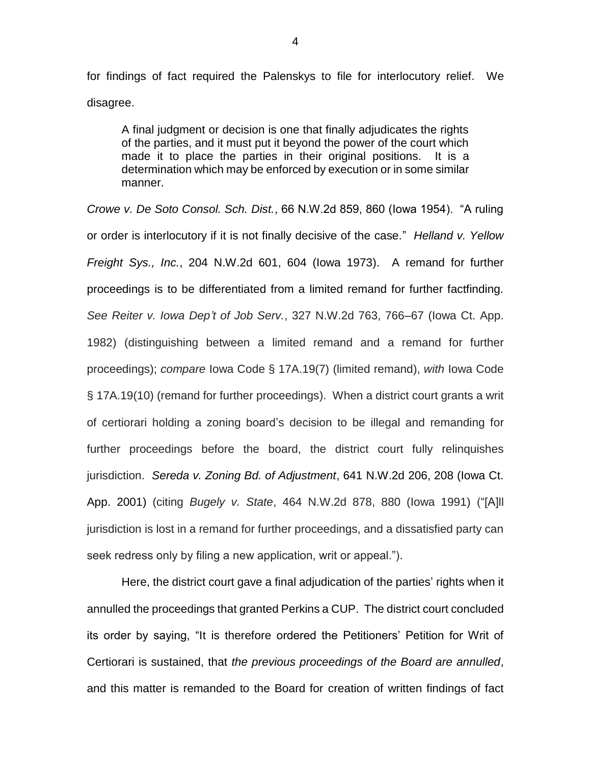for findings of fact required the Palenskys to file for interlocutory relief. We disagree.

> A final judgment or decision is one that finally adjudicates the rights of the parties, and it must put it beyond the power of the court which made it to place the parties in their original positions. It is a determination which may be enforced by execution or in some similar manner.

*Crowe v. De Soto Consol. Sch. Dist.*, 66 N.W.2d 859, 860 (Iowa 1954). "A ruling or order is interlocutory if it is not finally decisive of the case." *Helland v. Yellow Freight Sys., Inc.*, 204 N.W.2d 601, 604 (Iowa 1973). A remand for further proceedings is to be differentiated from a limited remand for further factfinding. *See Reiter v. Iowa Dep't of Job Serv.*, 327 N.W.2d 763, 766–67 (Iowa Ct. App. 1982) (distinguishing between a limited remand and a remand for further proceedings); *compare* Iowa Code § 17A.19(7) (limited remand), *with* Iowa Code § 17A.19(10) (remand for further proceedings). When a district court grants a writ of certiorari holding a zoning board's decision to be illegal and remanding for further proceedings before the board, the district court fully relinquishes jurisdiction. *Sereda v. Zoning Bd. of Adjustment*, 641 N.W.2d 206, 208 (Iowa Ct. App. 2001) (citing *Bugely v. State*, 464 N.W.2d 878, 880 (Iowa 1991) ("[A]ll jurisdiction is lost in a remand for further proceedings, and a dissatisfied party can seek redress only by filing a new application, writ or appeal.").

Here, the district court gave a final adjudication of the parties' rights when it annulled the proceedings that granted Perkins a CUP. The district court concluded its order by saying, "It is therefore ordered the Petitioners' Petition for Writ of Certiorari is sustained, that *the previous proceedings of the Board are annulled*, and this matter is remanded to the Board for creation of written findings of fact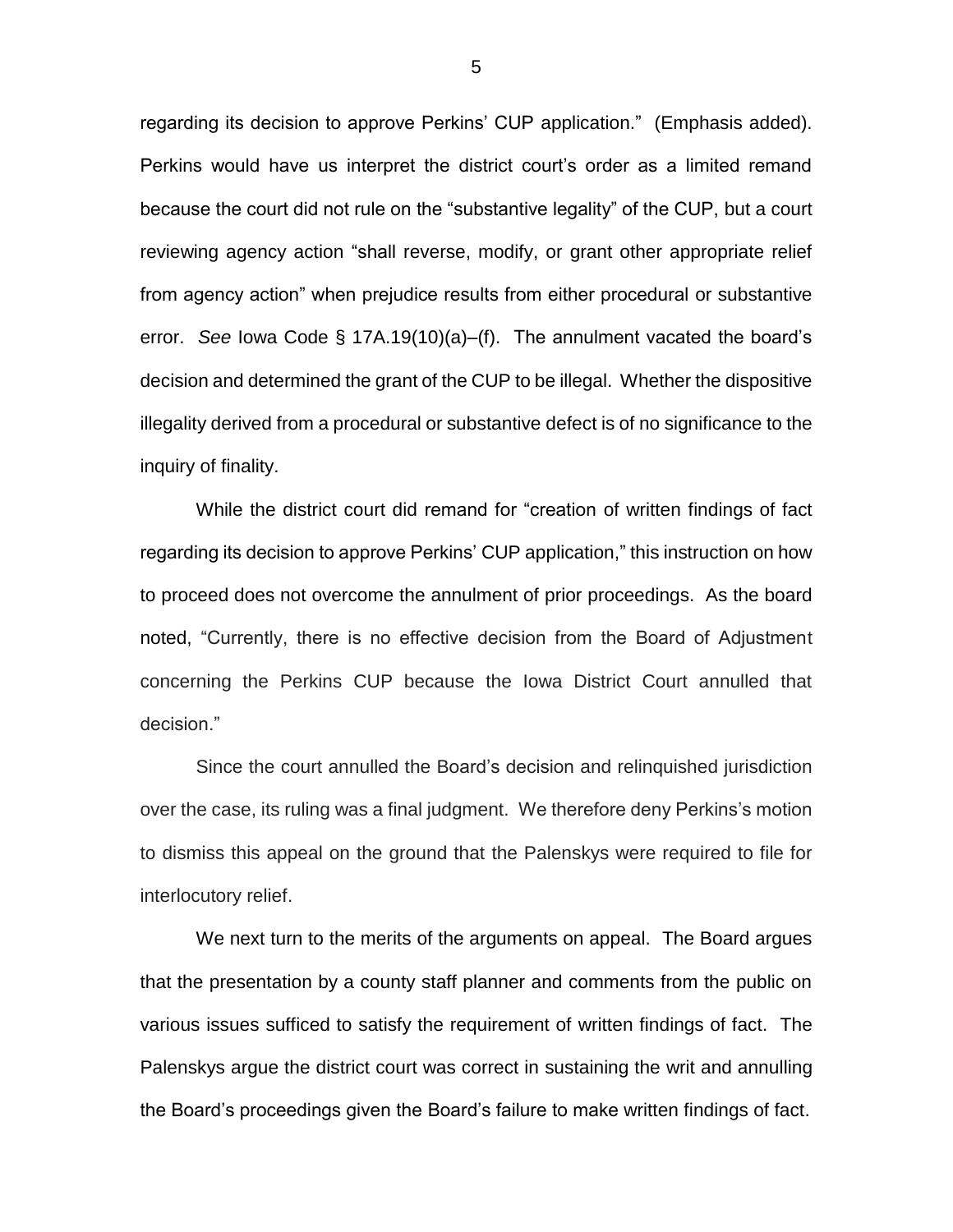regarding its decision to approve Perkins' CUP application." (Emphasis added). Perkins would have us interpret the district court's order as a limited remand because the court did not rule on the "substantive legality" of the CUP, but a court reviewing agency action "shall reverse, modify, or grant other appropriate relief from agency action" when prejudice results from either procedural or substantive error. *See* Iowa Code § 17A.19(10)(a)–(f). The annulment vacated the board's decision and determined the grant of the CUP to be illegal. Whether the dispositive illegality derived from a procedural or substantive defect is of no significance to the inquiry of finality.

While the district court did remand for "creation of written findings of fact regarding its decision to approve Perkins' CUP application," this instruction on how to proceed does not overcome the annulment of prior proceedings. As the board noted, "Currently, there is no effective decision from the Board of Adjustment concerning the Perkins CUP because the Iowa District Court annulled that decision."

Since the court annulled the Board's decision and relinquished jurisdiction over the case, its ruling was a final judgment. We therefore deny Perkins's motion to dismiss this appeal on the ground that the Palenskys were required to file for interlocutory relief.

We next turn to the merits of the arguments on appeal. The Board argues that the presentation by a county staff planner and comments from the public on various issues sufficed to satisfy the requirement of written findings of fact. The Palenskys argue the district court was correct in sustaining the writ and annulling the Board's proceedings given the Board's failure to make written findings of fact.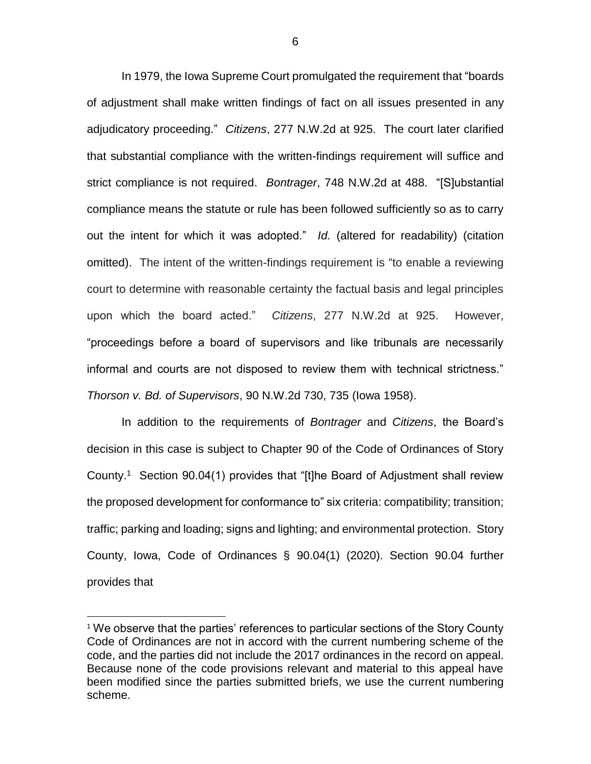In 1979, the Iowa Supreme Court promulgated the requirement that "boards of adjustment shall make written findings of fact on all issues presented in any adjudicatory proceeding." *Citizens*, 277 N.W.2d at 925. The court later clarified that substantial compliance with the written-findings requirement will suffice and strict compliance is not required. *Bontrager*, 748 N.W.2d at 488. "[S]ubstantial compliance means the statute or rule has been followed sufficiently so as to carry out the intent for which it was adopted." *Id.* (altered for readability) (citation omitted). The intent of the written-findings requirement is "to enable a reviewing court to determine with reasonable certainty the factual basis and legal principles upon which the board acted." *Citizens*, 277 N.W.2d at 925. However, "proceedings before a board of supervisors and like tribunals are necessarily informal and courts are not disposed to review them with technical strictness." *Thorson v. Bd. of Supervisors*, 90 N.W.2d 730, 735 (Iowa 1958).

In addition to the requirements of *Bontrager* and *Citizens*, the Board's decision in this case is subject to Chapter 90 of the Code of Ordinances of Story County.[1] Section 90.04(1) provides that "[t]he Board of Adjustment shall review the proposed development for conformance to" six criteria: compatibility; transition; traffic; parking and loading; signs and lighting; and environmental protection. Story County, Iowa, Code of Ordinances § 90.04(1) (2020). Section 90.04 further provides that

[1] We observe that the parties' references to particular sections of the Story County Code of Ordinances are not in accord with the current numbering scheme of the code, and the parties did not include the 2017 ordinances in the record on appeal. Because none of the code provisions relevant and material to this appeal have been modified since the parties submitted briefs, we use the current numbering scheme.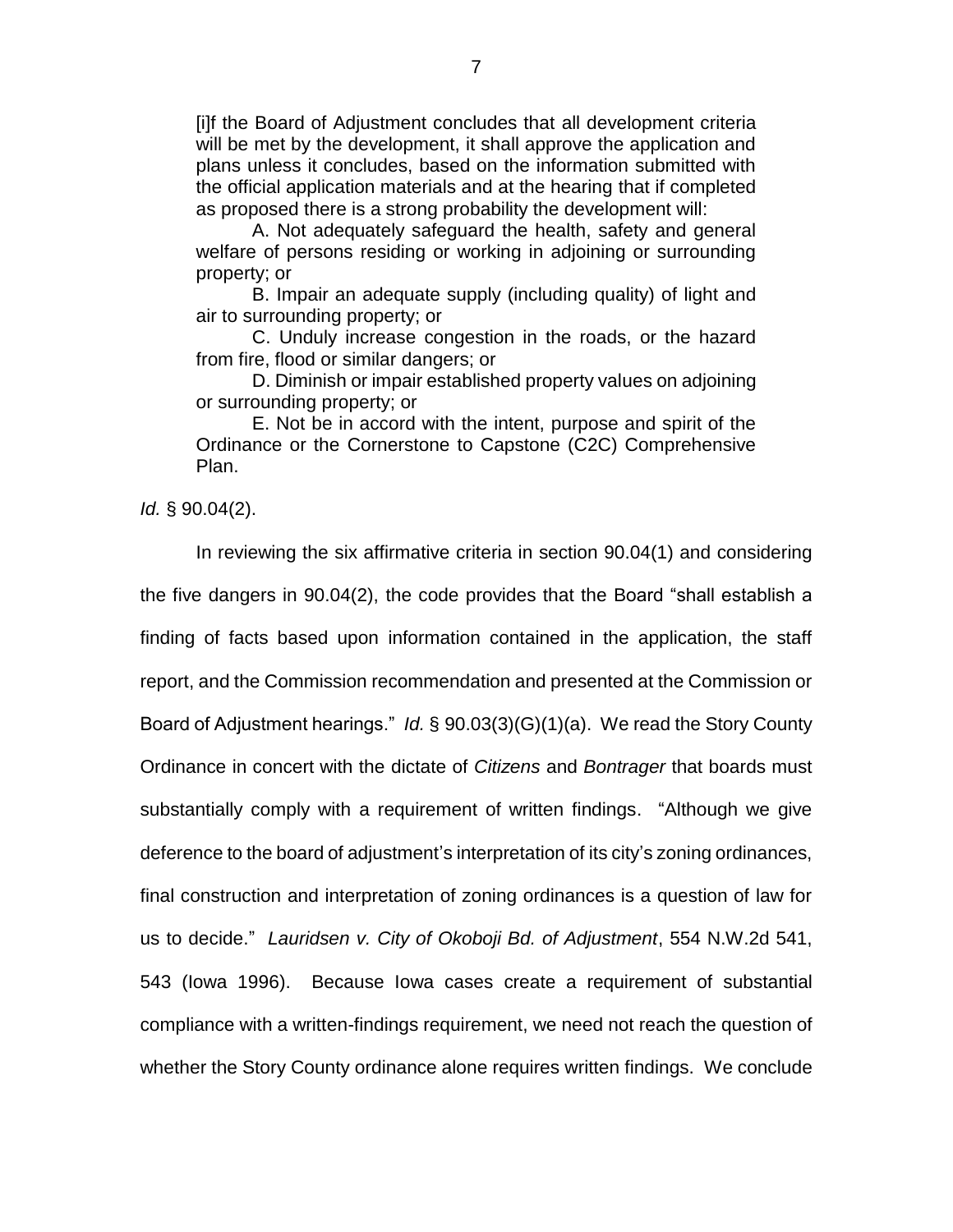> [i]f the Board of Adjustment concludes that all development criteria will be met by the development, it shall approve the application and plans unless it concludes, based on the information submitted with the official application materials and at the hearing that if completed as proposed there is a strong probability the development will:
>
> A. Not adequately safeguard the health, safety and general welfare of persons residing or working in adjoining or surrounding property; or
>
> B. Impair an adequate supply (including quality) of light and air to surrounding property; or
>
> C. Unduly increase congestion in the roads, or the hazard from fire, flood or similar dangers; or
>
> D. Diminish or impair established property values on adjoining or surrounding property; or
>
> E. Not be in accord with the intent, purpose and spirit of the Ordinance or the Cornerstone to Capstone (C2C) Comprehensive Plan.

*Id.* § 90.04(2).

In reviewing the six affirmative criteria in section 90.04(1) and considering the five dangers in 90.04(2), the code provides that the Board "shall establish a finding of facts based upon information contained in the application, the staff report, and the Commission recommendation and presented at the Commission or Board of Adjustment hearings." *Id.* § 90.03(3)(G)(1)(a). We read the Story County Ordinance in concert with the dictate of *Citizens* and *Bontrager* that boards must substantially comply with a requirement of written findings. "Although we give deference to the board of adjustment's interpretation of its city's zoning ordinances, final construction and interpretation of zoning ordinances is a question of law for us to decide." *Lauridsen v. City of Okoboji Bd. of Adjustment*, 554 N.W.2d 541, 543 (Iowa 1996). Because Iowa cases create a requirement of substantial compliance with a written-findings requirement, we need not reach the question of whether the Story County ordinance alone requires written findings. We conclude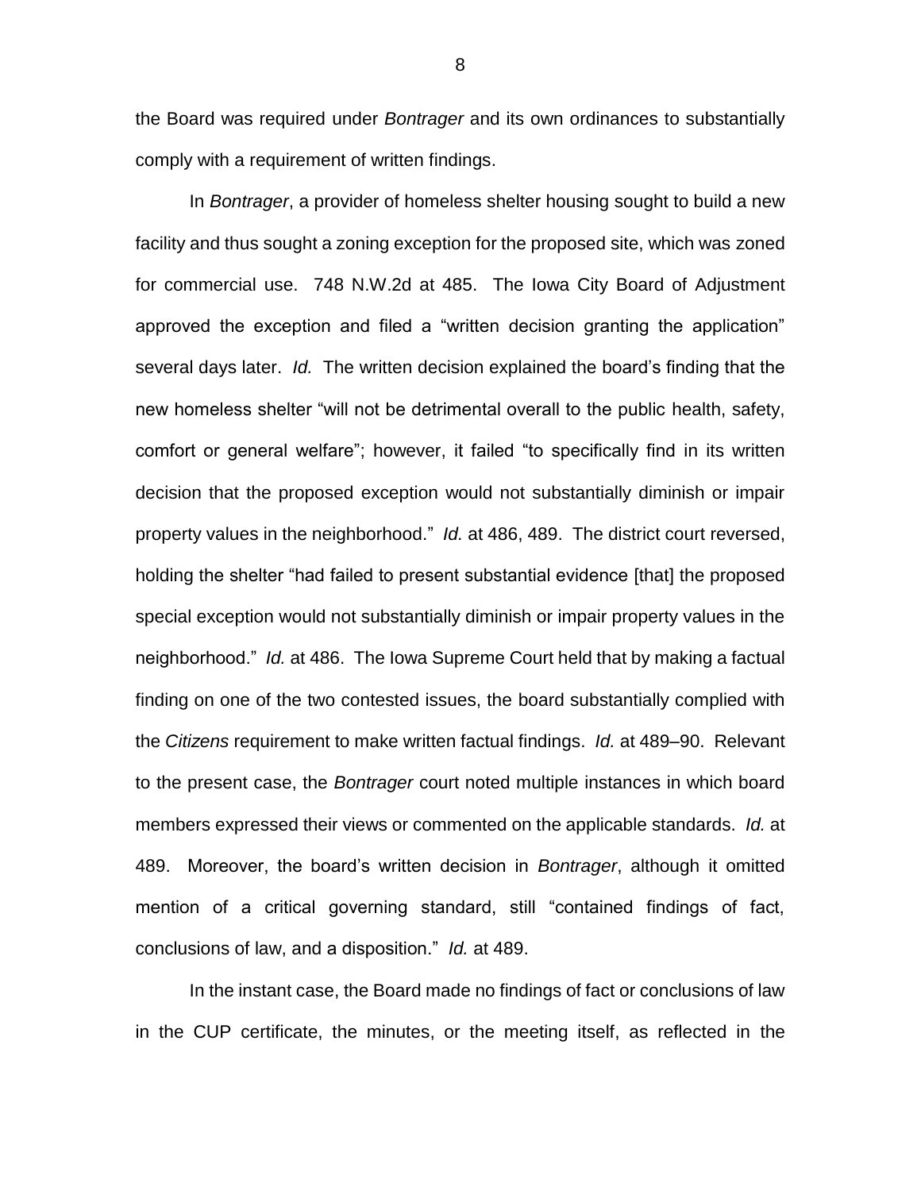the Board was required under *Bontrager* and its own ordinances to substantially comply with a requirement of written findings.

In *Bontrager*, a provider of homeless shelter housing sought to build a new facility and thus sought a zoning exception for the proposed site, which was zoned for commercial use. 748 N.W.2d at 485. The Iowa City Board of Adjustment approved the exception and filed a "written decision granting the application" several days later. *Id.* The written decision explained the board's finding that the new homeless shelter "will not be detrimental overall to the public health, safety, comfort or general welfare"; however, it failed "to specifically find in its written decision that the proposed exception would not substantially diminish or impair property values in the neighborhood." *Id.* at 486, 489. The district court reversed, holding the shelter "had failed to present substantial evidence [that] the proposed special exception would not substantially diminish or impair property values in the neighborhood." *Id.* at 486. The Iowa Supreme Court held that by making a factual finding on one of the two contested issues, the board substantially complied with the *Citizens* requirement to make written factual findings. *Id.* at 489–90. Relevant to the present case, the *Bontrager* court noted multiple instances in which board members expressed their views or commented on the applicable standards. *Id.* at 489. Moreover, the board's written decision in *Bontrager*, although it omitted mention of a critical governing standard, still "contained findings of fact, conclusions of law, and a disposition." *Id.* at 489.

In the instant case, the Board made no findings of fact or conclusions of law in the CUP certificate, the minutes, or the meeting itself, as reflected in the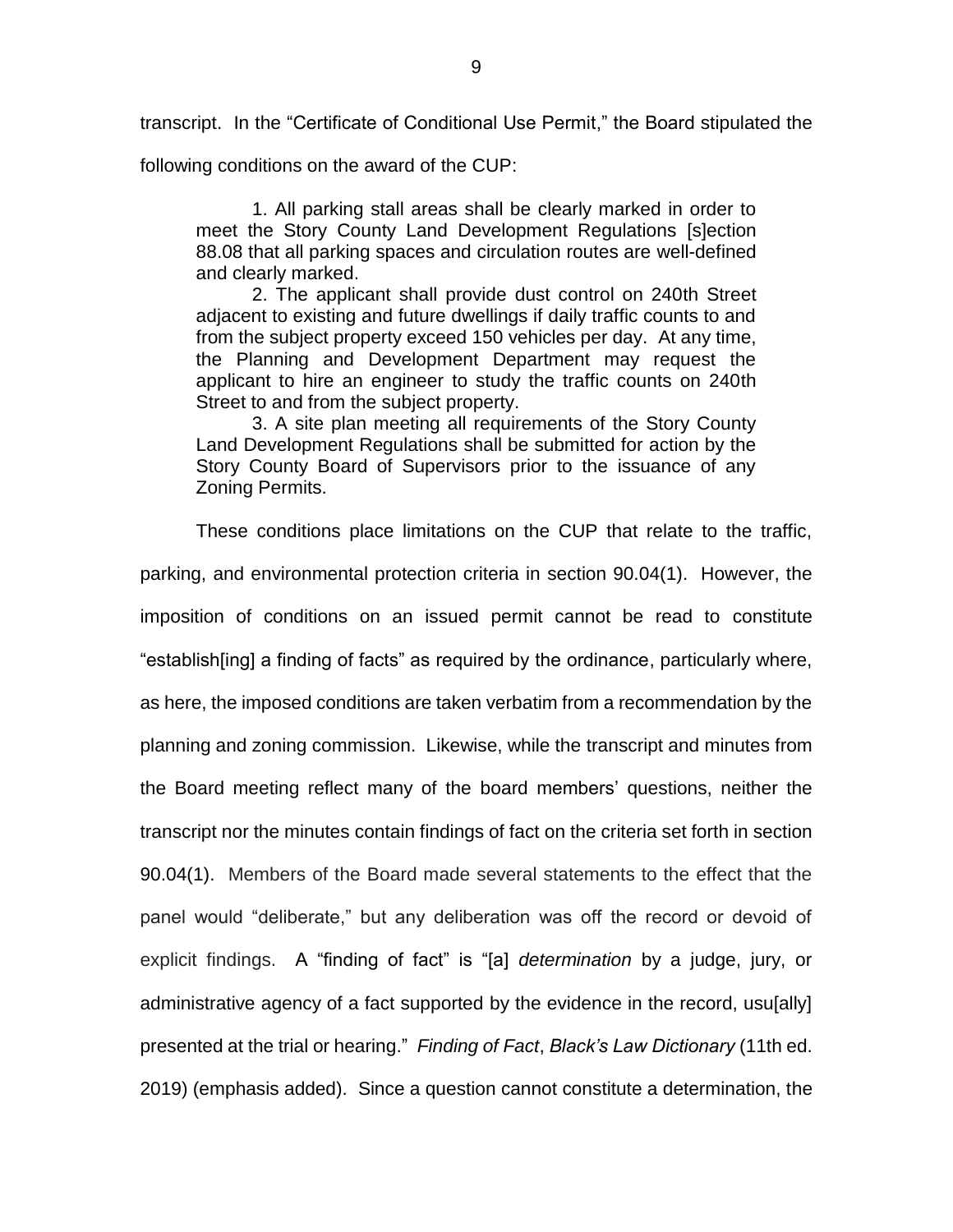transcript. In the "Certificate of Conditional Use Permit," the Board stipulated the following conditions on the award of the CUP:

> 1. All parking stall areas shall be clearly marked in order to meet the Story County Land Development Regulations [s]ection 88.08 that all parking spaces and circulation routes are well-defined and clearly marked.
>
> 2. The applicant shall provide dust control on 240th Street adjacent to existing and future dwellings if daily traffic counts to and from the subject property exceed 150 vehicles per day. At any time, the Planning and Development Department may request the applicant to hire an engineer to study the traffic counts on 240th Street to and from the subject property.
>
> 3. A site plan meeting all requirements of the Story County Land Development Regulations shall be submitted for action by the Story County Board of Supervisors prior to the issuance of any Zoning Permits.

These conditions place limitations on the CUP that relate to the traffic, parking, and environmental protection criteria in section 90.04(1). However, the imposition of conditions on an issued permit cannot be read to constitute "establish[ing] a finding of facts" as required by the ordinance, particularly where, as here, the imposed conditions are taken verbatim from a recommendation by the planning and zoning commission. Likewise, while the transcript and minutes from the Board meeting reflect many of the board members' questions, neither the transcript nor the minutes contain findings of fact on the criteria set forth in section 90.04(1). Members of the Board made several statements to the effect that the panel would "deliberate," but any deliberation was off the record or devoid of explicit findings. A "finding of fact" is "[a] *determination* by a judge, jury, or administrative agency of a fact supported by the evidence in the record, usu[ally] presented at the trial or hearing." *Finding of Fact*, *Black's Law Dictionary* (11th ed. 2019) (emphasis added). Since a question cannot constitute a determination, the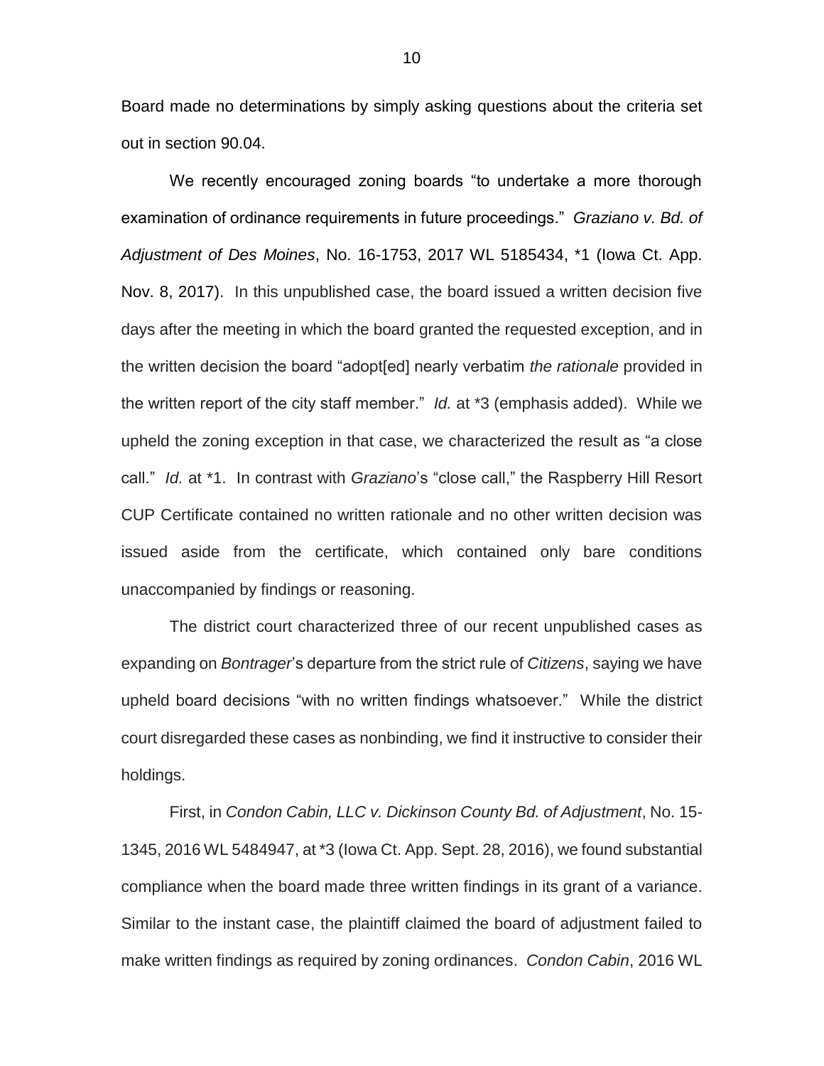Board made no determinations by simply asking questions about the criteria set out in section 90.04.

We recently encouraged zoning boards "to undertake a more thorough examination of ordinance requirements in future proceedings." *Graziano v. Bd. of Adjustment of Des Moines*, No. 16-1753, 2017 WL 5185434, *1 (Iowa Ct. App. Nov. 8, 2017). In this unpublished case, the board issued a written decision five days after the meeting in which the board granted the requested exception, and in the written decision the board "adopt[ed] nearly verbatim *the rationale* provided in the written report of the city staff member." *Id.* at *3 (emphasis added). While we upheld the zoning exception in that case, we characterized the result as "a close call." *Id.* at *1. In contrast with *Graziano*'s "close call," the Raspberry Hill Resort CUP Certificate contained no written rationale and no other written decision was issued aside from the certificate, which contained only bare conditions unaccompanied by findings or reasoning.

The district court characterized three of our recent unpublished cases as expanding on *Bontrager*'s departure from the strict rule of *Citizens*, saying we have upheld board decisions "with no written findings whatsoever." While the district court disregarded these cases as nonbinding, we find it instructive to consider their holdings.

First, in *Condon Cabin, LLC v. Dickinson County Bd. of Adjustment*, No. 15-1345, 2016 WL 5484947, at *3 (Iowa Ct. App. Sept. 28, 2016), we found substantial compliance when the board made three written findings in its grant of a variance. Similar to the instant case, the plaintiff claimed the board of adjustment failed to make written findings as required by zoning ordinances. *Condon Cabin*, 2016 WL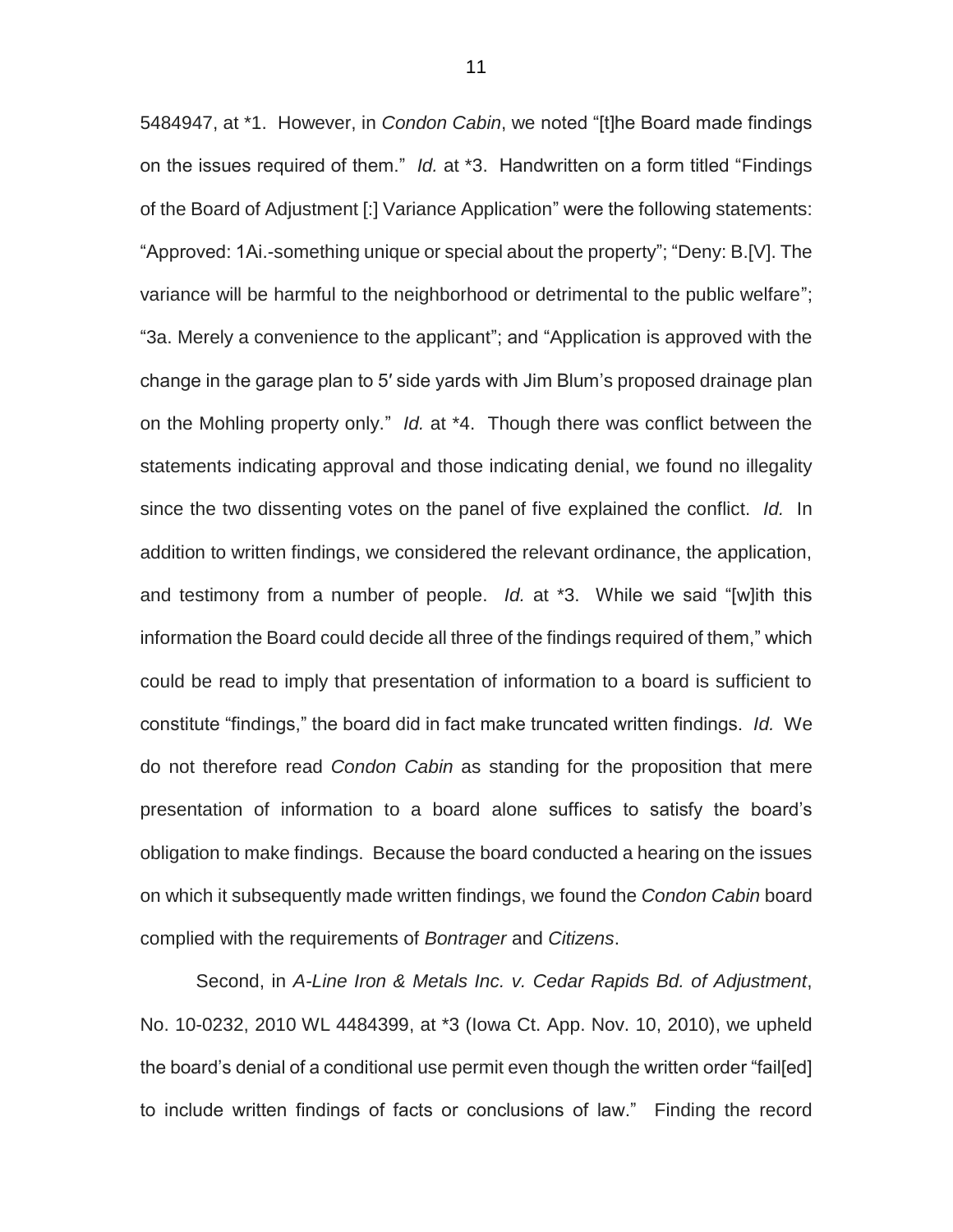5484947, at *1. However, in *Condon Cabin*, we noted "[t]he Board made findings on the issues required of them." *Id.* at *3. Handwritten on a form titled "Findings of the Board of Adjustment [:] Variance Application" were the following statements: "Approved: 1Ai.-something unique or special about the property"; "Deny: B.[V]. The variance will be harmful to the neighborhood or detrimental to the public welfare"; "3a. Merely a convenience to the applicant"; and "Application is approved with the change in the garage plan to 5′ side yards with Jim Blum's proposed drainage plan on the Mohling property only." *Id.* at *4. Though there was conflict between the statements indicating approval and those indicating denial, we found no illegality since the two dissenting votes on the panel of five explained the conflict. *Id.* In addition to written findings, we considered the relevant ordinance, the application, and testimony from a number of people. *Id.* at *3. While we said "[w]ith this information the Board could decide all three of the findings required of them," which could be read to imply that presentation of information to a board is sufficient to constitute "findings," the board did in fact make truncated written findings. *Id.* We do not therefore read *Condon Cabin* as standing for the proposition that mere presentation of information to a board alone suffices to satisfy the board's obligation to make findings. Because the board conducted a hearing on the issues on which it subsequently made written findings, we found the *Condon Cabin* board complied with the requirements of *Bontrager* and *Citizens*.

Second, in *A-Line Iron & Metals Inc. v. Cedar Rapids Bd. of Adjustment*, No. 10-0232, 2010 WL 4484399, at *3 (Iowa Ct. App. Nov. 10, 2010), we upheld the board's denial of a conditional use permit even though the written order "fail[ed] to include written findings of facts or conclusions of law." Finding the record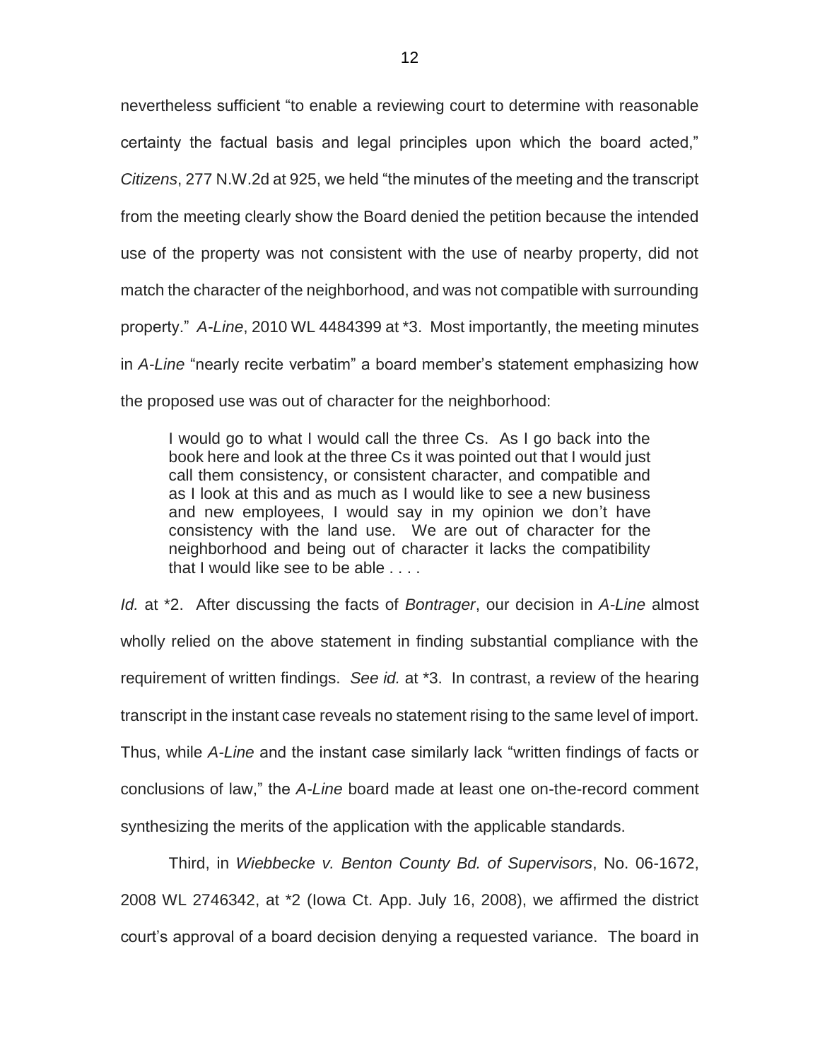nevertheless sufficient "to enable a reviewing court to determine with reasonable certainty the factual basis and legal principles upon which the board acted," *Citizens*, 277 N.W.2d at 925, we held "the minutes of the meeting and the transcript from the meeting clearly show the Board denied the petition because the intended use of the property was not consistent with the use of nearby property, did not match the character of the neighborhood, and was not compatible with surrounding property." *A-Line*, 2010 WL 4484399 at *3. Most importantly, the meeting minutes in *A-Line* "nearly recite verbatim" a board member's statement emphasizing how the proposed use was out of character for the neighborhood:

> I would go to what I would call the three Cs. As I go back into the book here and look at the three Cs it was pointed out that I would just call them consistency, or consistent character, and compatible and as I look at this and as much as I would like to see a new business and new employees, I would say in my opinion we don't have consistency with the land use. We are out of character for the neighborhood and being out of character it lacks the compatibility that I would like see to be able . . . .

*Id.* at *2. After discussing the facts of *Bontrager*, our decision in *A-Line* almost wholly relied on the above statement in finding substantial compliance with the requirement of written findings. *See id.* at *3. In contrast, a review of the hearing transcript in the instant case reveals no statement rising to the same level of import. Thus, while *A-Line* and the instant case similarly lack "written findings of facts or conclusions of law," the *A-Line* board made at least one on-the-record comment synthesizing the merits of the application with the applicable standards.

Third, in *Wiebbecke v. Benton County Bd. of Supervisors*, No. 06-1672, 2008 WL 2746342, at *2 (Iowa Ct. App. July 16, 2008), we affirmed the district court's approval of a board decision denying a requested variance. The board in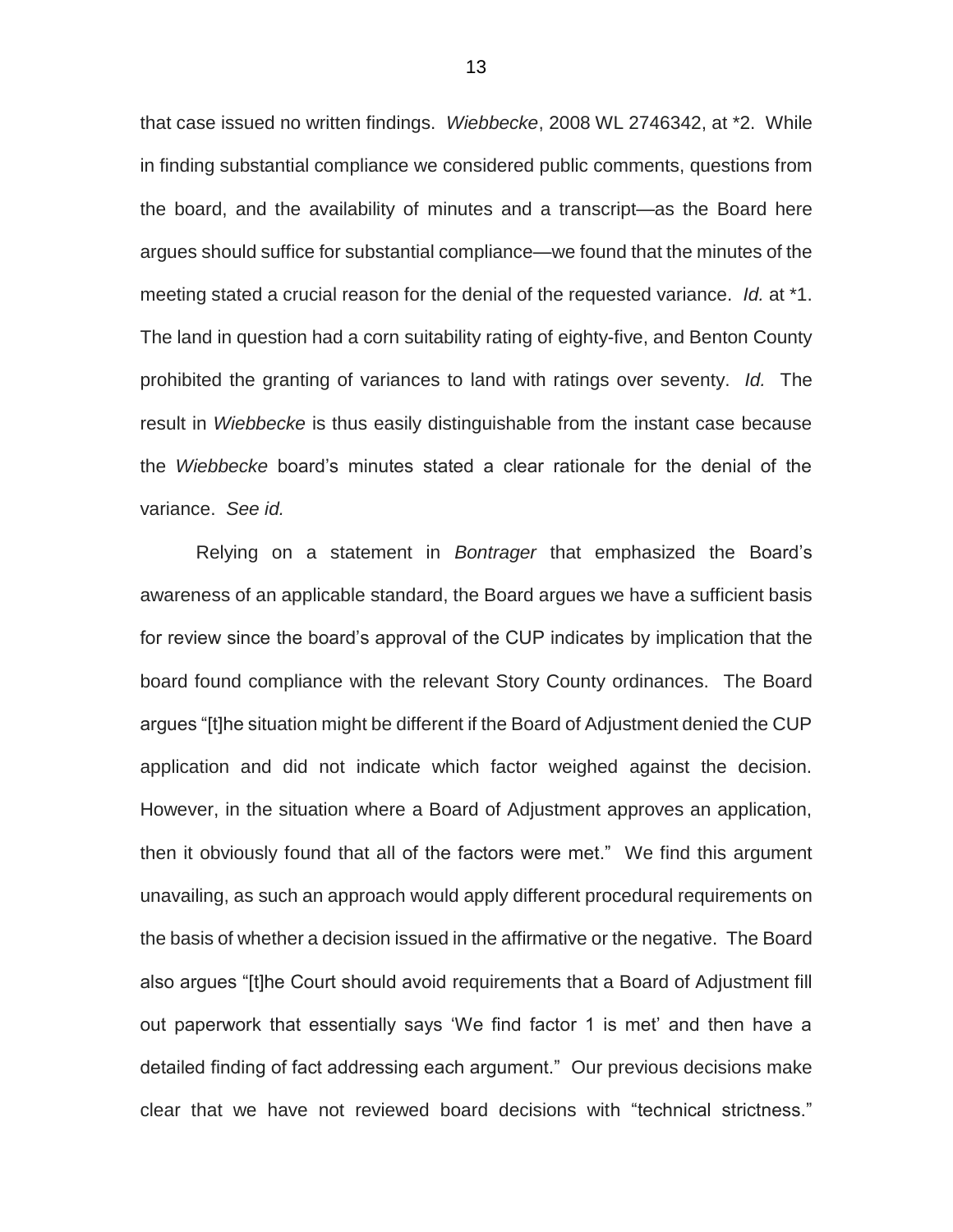that case issued no written findings. *Wiebbecke*, 2008 WL 2746342, at *2. While in finding substantial compliance we considered public comments, questions from the board, and the availability of minutes and a transcript—as the Board here argues should suffice for substantial compliance—we found that the minutes of the meeting stated a crucial reason for the denial of the requested variance. *Id.* at *1. The land in question had a corn suitability rating of eighty-five, and Benton County prohibited the granting of variances to land with ratings over seventy. *Id.* The result in *Wiebbecke* is thus easily distinguishable from the instant case because the *Wiebbecke* board's minutes stated a clear rationale for the denial of the variance. *See id.*

Relying on a statement in *Bontrager* that emphasized the Board's awareness of an applicable standard, the Board argues we have a sufficient basis for review since the board's approval of the CUP indicates by implication that the board found compliance with the relevant Story County ordinances. The Board argues "[t]he situation might be different if the Board of Adjustment denied the CUP application and did not indicate which factor weighed against the decision. However, in the situation where a Board of Adjustment approves an application, then it obviously found that all of the factors were met." We find this argument unavailing, as such an approach would apply different procedural requirements on the basis of whether a decision issued in the affirmative or the negative. The Board also argues "[t]he Court should avoid requirements that a Board of Adjustment fill out paperwork that essentially says 'We find factor 1 is met' and then have a detailed finding of fact addressing each argument." Our previous decisions make clear that we have not reviewed board decisions with "technical strictness."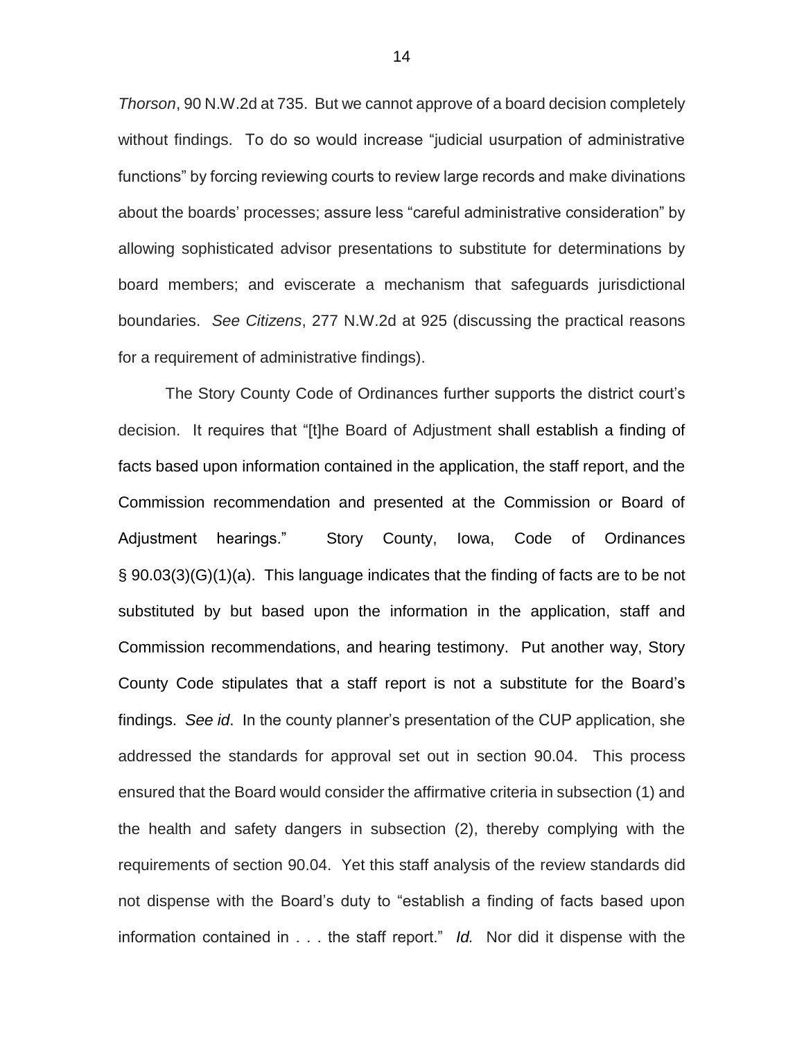*Thorson*, 90 N.W.2d at 735. But we cannot approve of a board decision completely without findings. To do so would increase "judicial usurpation of administrative functions" by forcing reviewing courts to review large records and make divinations about the boards' processes; assure less "careful administrative consideration" by allowing sophisticated advisor presentations to substitute for determinations by board members; and eviscerate a mechanism that safeguards jurisdictional boundaries. *See Citizens*, 277 N.W.2d at 925 (discussing the practical reasons for a requirement of administrative findings).

The Story County Code of Ordinances further supports the district court's decision. It requires that "[t]he Board of Adjustment shall establish a finding of facts based upon information contained in the application, the staff report, and the Commission recommendation and presented at the Commission or Board of Adjustment hearings." Story County, Iowa, Code of Ordinances § 90.03(3)(G)(1)(a). This language indicates that the finding of facts are to be not substituted by but based upon the information in the application, staff and Commission recommendations, and hearing testimony. Put another way, Story County Code stipulates that a staff report is not a substitute for the Board's findings. *See id*. In the county planner's presentation of the CUP application, she addressed the standards for approval set out in section 90.04. This process ensured that the Board would consider the affirmative criteria in subsection (1) and the health and safety dangers in subsection (2), thereby complying with the requirements of section 90.04. Yet this staff analysis of the review standards did not dispense with the Board's duty to "establish a finding of facts based upon information contained in . . . the staff report." *Id.* Nor did it dispense with the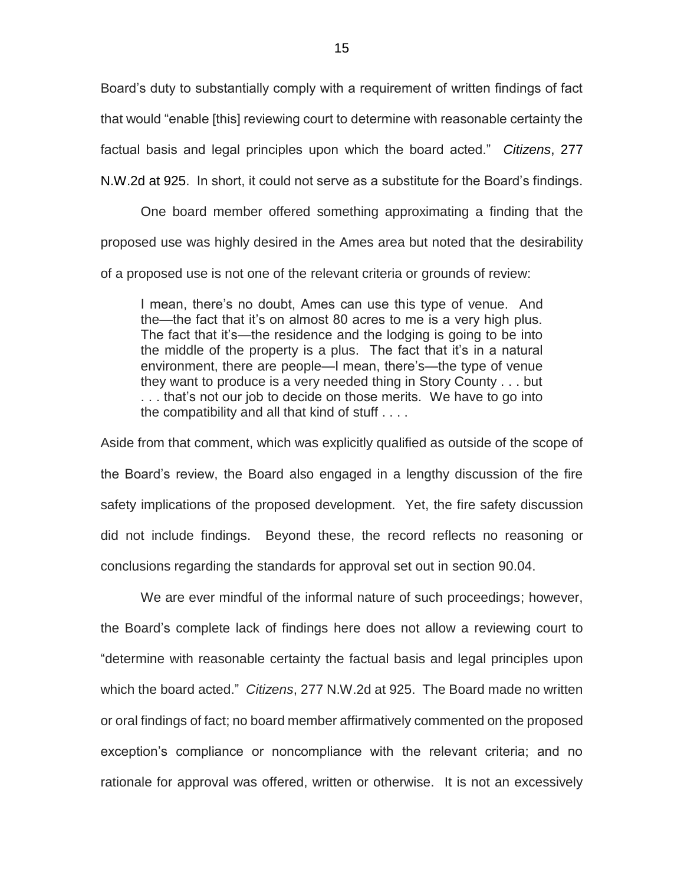Board's duty to substantially comply with a requirement of written findings of fact that would "enable [this] reviewing court to determine with reasonable certainty the factual basis and legal principles upon which the board acted." *Citizens*, 277 N.W.2d at 925. In short, it could not serve as a substitute for the Board's findings.

One board member offered something approximating a finding that the proposed use was highly desired in the Ames area but noted that the desirability of a proposed use is not one of the relevant criteria or grounds of review:

> I mean, there's no doubt, Ames can use this type of venue. And the—the fact that it's on almost 80 acres to me is a very high plus. The fact that it's—the residence and the lodging is going to be into the middle of the property is a plus. The fact that it's in a natural environment, there are people—I mean, there's—the type of venue they want to produce is a very needed thing in Story County . . . but . . . that's not our job to decide on those merits. We have to go into the compatibility and all that kind of stuff . . . .

Aside from that comment, which was explicitly qualified as outside of the scope of the Board's review, the Board also engaged in a lengthy discussion of the fire safety implications of the proposed development. Yet, the fire safety discussion did not include findings. Beyond these, the record reflects no reasoning or conclusions regarding the standards for approval set out in section 90.04.

We are ever mindful of the informal nature of such proceedings; however, the Board's complete lack of findings here does not allow a reviewing court to "determine with reasonable certainty the factual basis and legal principles upon which the board acted." *Citizens*, 277 N.W.2d at 925. The Board made no written or oral findings of fact; no board member affirmatively commented on the proposed exception's compliance or noncompliance with the relevant criteria; and no rationale for approval was offered, written or otherwise. It is not an excessively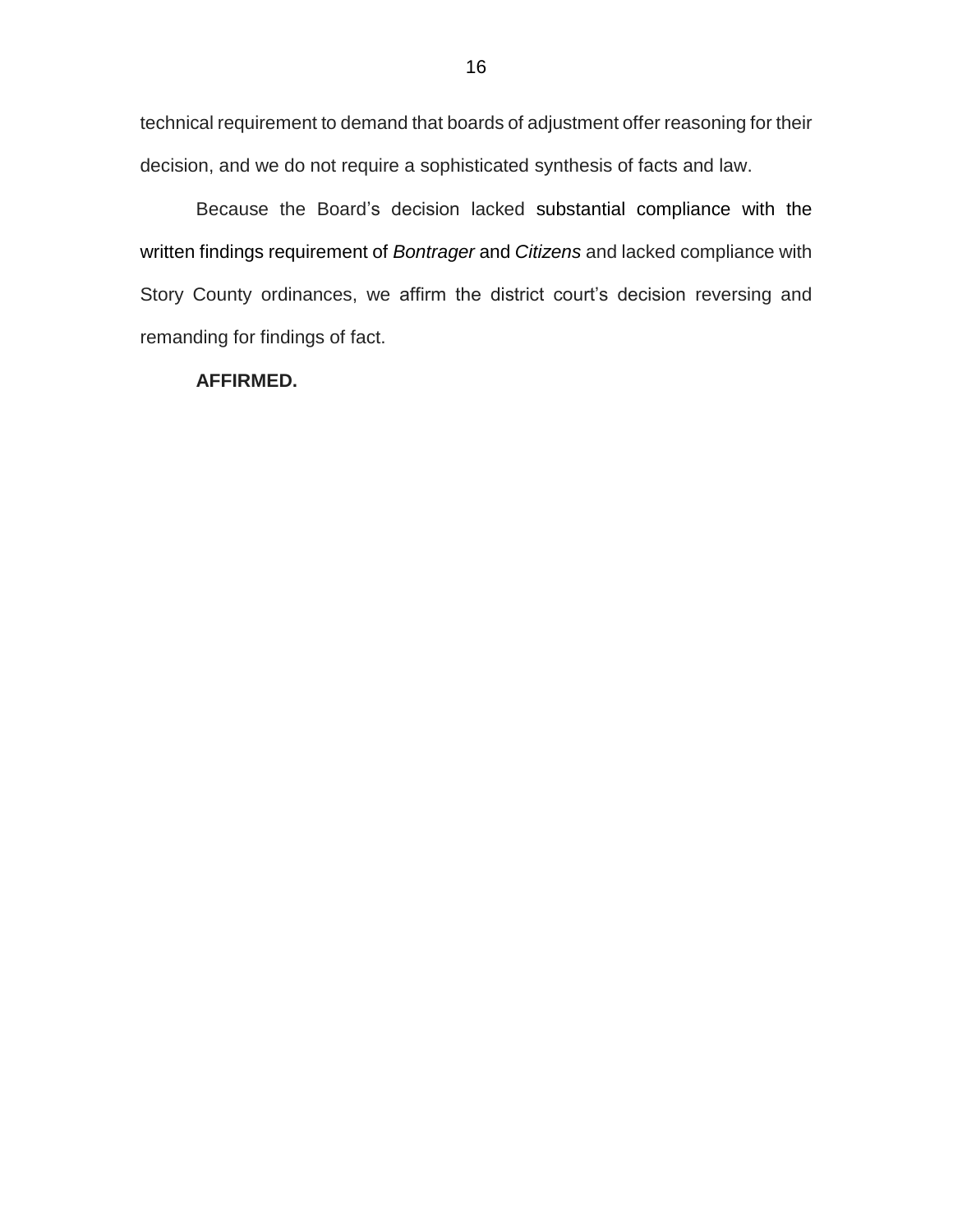technical requirement to demand that boards of adjustment offer reasoning for their decision, and we do not require a sophisticated synthesis of facts and law.

Because the Board's decision lacked substantial compliance with the written findings requirement of *Bontrager* and *Citizens* and lacked compliance with Story County ordinances, we affirm the district court's decision reversing and remanding for findings of fact.

**AFFIRMED.**